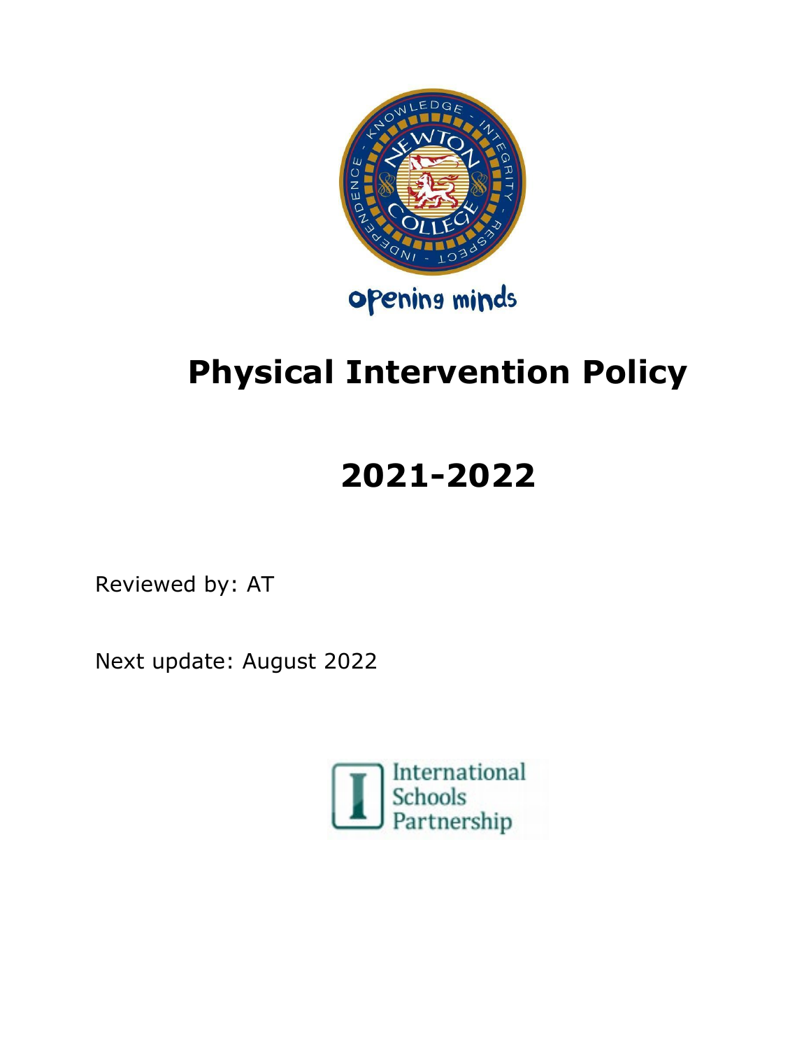opening minds

# Physical Intervention Policy

# 2021-2022

Reviewed by: AT

Next update: August 2022

International Schools Partnership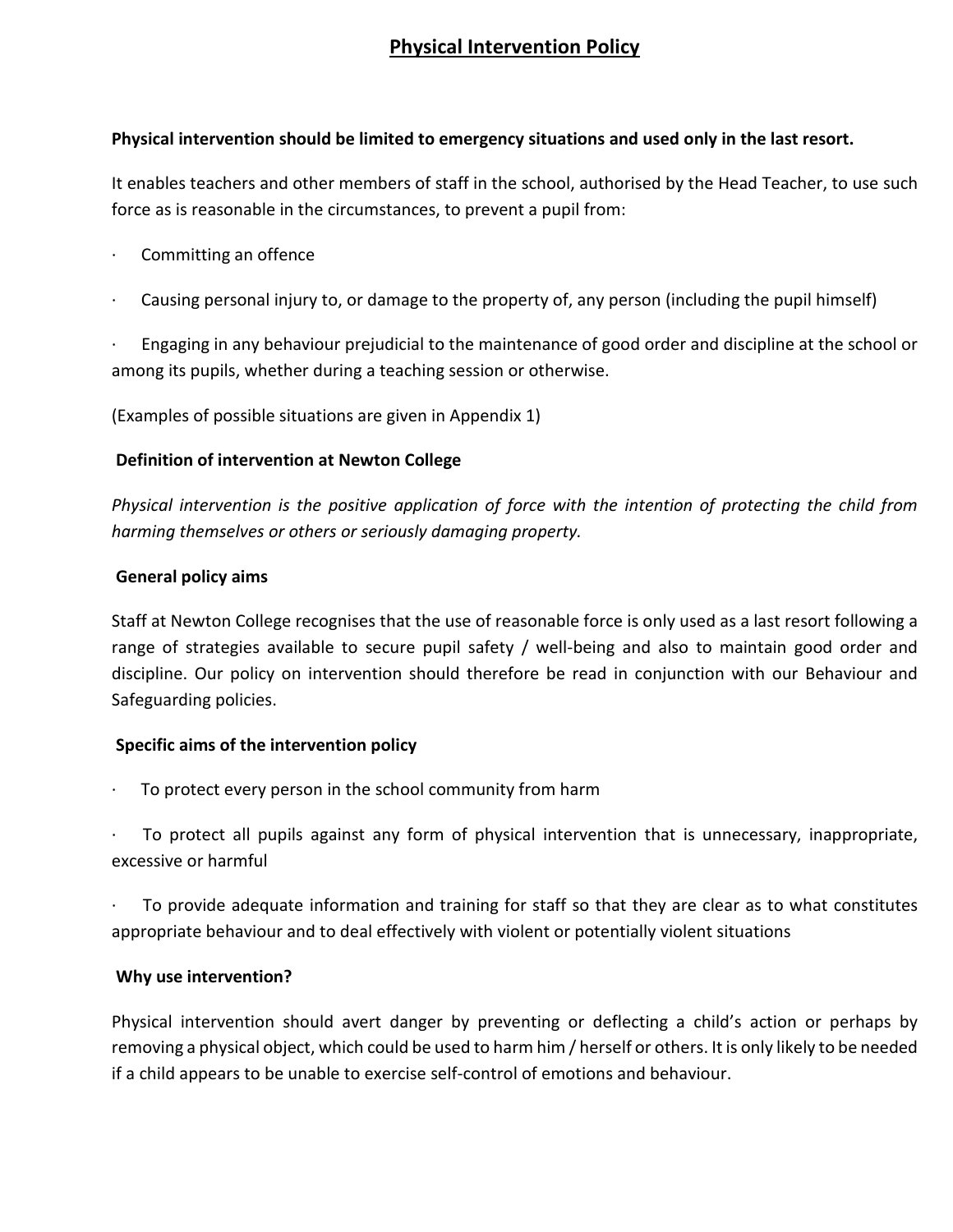# Physical Intervention Policy

**Physical intervention should be limited to emergency situations and used only in the last resort.**

It enables teachers and other members of staff in the school, authorised by the Head Teacher, to use such force as is reasonable in the circumstances, to prevent a pupil from:

- Committing an offence
- Causing personal injury to, or damage to the property of, any person (including the pupil himself)
- Engaging in any behaviour prejudicial to the maintenance of good order and discipline at the school or among its pupils, whether during a teaching session or otherwise.

(Examples of possible situations are given in Appendix 1)

**Definition of intervention at Newton College**

*Physical intervention is the positive application of force with the intention of protecting the child from harming themselves or others or seriously damaging property.*

**General policy aims**

Staff at Newton College recognises that the use of reasonable force is only used as a last resort following a range of strategies available to secure pupil safety / well-being and also to maintain good order and discipline. Our policy on intervention should therefore be read in conjunction with our Behaviour and Safeguarding policies.

**Specific aims of the intervention policy**

- To protect every person in the school community from harm
- To protect all pupils against any form of physical intervention that is unnecessary, inappropriate, excessive or harmful
- To provide adequate information and training for staff so that they are clear as to what constitutes appropriate behaviour and to deal effectively with violent or potentially violent situations

**Why use intervention?**

Physical intervention should avert danger by preventing or deflecting a child's action or perhaps by removing a physical object, which could be used to harm him / herself or others. It is only likely to be needed if a child appears to be unable to exercise self-control of emotions and behaviour.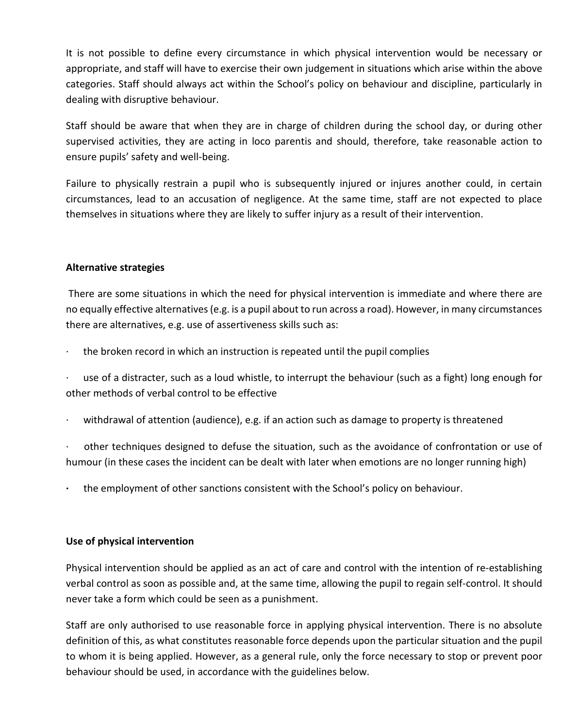It is not possible to define every circumstance in which physical intervention would be necessary or appropriate, and staff will have to exercise their own judgement in situations which arise within the above categories. Staff should always act within the School's policy on behaviour and discipline, particularly in dealing with disruptive behaviour.

Staff should be aware that when they are in charge of children during the school day, or during other supervised activities, they are acting in loco parentis and should, therefore, take reasonable action to ensure pupils' safety and well-being.

Failure to physically restrain a pupil who is subsequently injured or injures another could, in certain circumstances, lead to an accusation of negligence. At the same time, staff are not expected to place themselves in situations where they are likely to suffer injury as a result of their intervention.

**Alternative strategies**

There are some situations in which the need for physical intervention is immediate and where there are no equally effective alternatives (e.g. is a pupil about to run across a road). However, in many circumstances there are alternatives, e.g. use of assertiveness skills such as:

- the broken record in which an instruction is repeated until the pupil complies
- use of a distracter, such as a loud whistle, to interrupt the behaviour (such as a fight) long enough for other methods of verbal control to be effective
- withdrawal of attention (audience), e.g. if an action such as damage to property is threatened
- other techniques designed to defuse the situation, such as the avoidance of confrontation or use of humour (in these cases the incident can be dealt with later when emotions are no longer running high)
- the employment of other sanctions consistent with the School's policy on behaviour.

**Use of physical intervention**

Physical intervention should be applied as an act of care and control with the intention of re-establishing verbal control as soon as possible and, at the same time, allowing the pupil to regain self-control. It should never take a form which could be seen as a punishment.

Staff are only authorised to use reasonable force in applying physical intervention. There is no absolute definition of this, as what constitutes reasonable force depends upon the particular situation and the pupil to whom it is being applied. However, as a general rule, only the force necessary to stop or prevent poor behaviour should be used, in accordance with the guidelines below.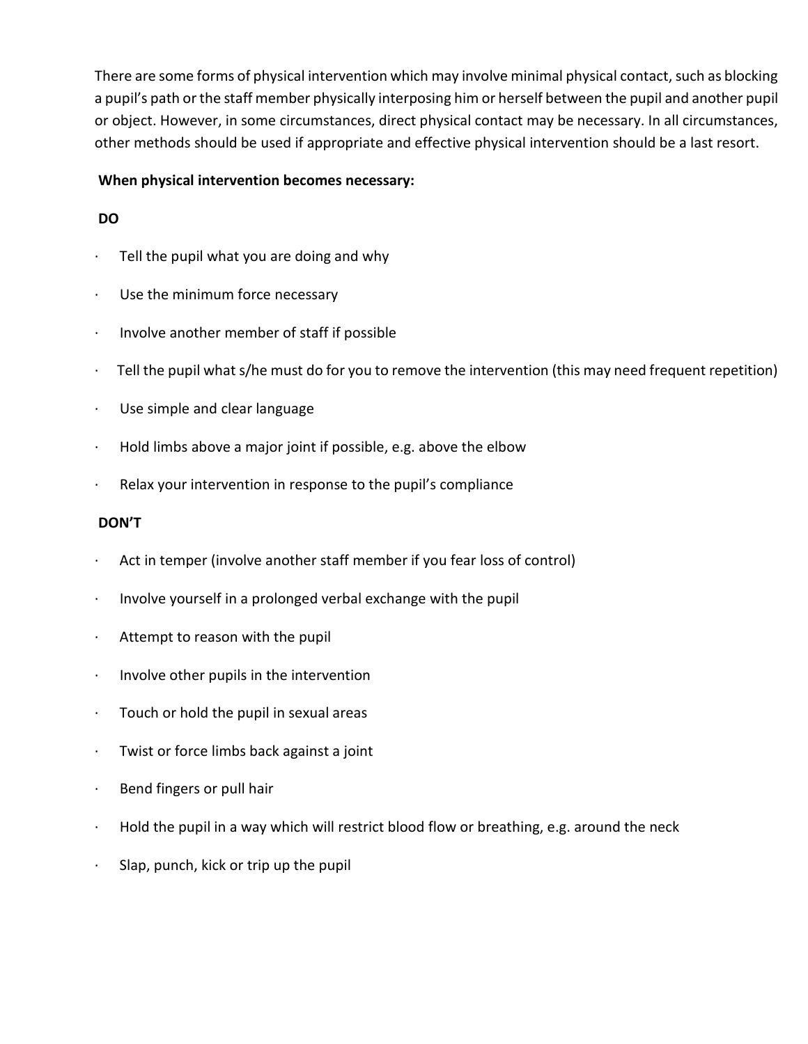There are some forms of physical intervention which may involve minimal physical contact, such as blocking a pupil's path or the staff member physically interposing him or herself between the pupil and another pupil or object. However, in some circumstances, direct physical contact may be necessary. In all circumstances, other methods should be used if appropriate and effective physical intervention should be a last resort.

**When physical intervention becomes necessary:**

**DO**

- Tell the pupil what you are doing and why
- Use the minimum force necessary
- Involve another member of staff if possible
- Tell the pupil what s/he must do for you to remove the intervention (this may need frequent repetition)
- Use simple and clear language
- Hold limbs above a major joint if possible, e.g. above the elbow
- Relax your intervention in response to the pupil's compliance

**DON'T**

- Act in temper (involve another staff member if you fear loss of control)
- Involve yourself in a prolonged verbal exchange with the pupil
- Attempt to reason with the pupil
- Involve other pupils in the intervention
- Touch or hold the pupil in sexual areas
- Twist or force limbs back against a joint
- Bend fingers or pull hair
- Hold the pupil in a way which will restrict blood flow or breathing, e.g. around the neck
- Slap, punch, kick or trip up the pupil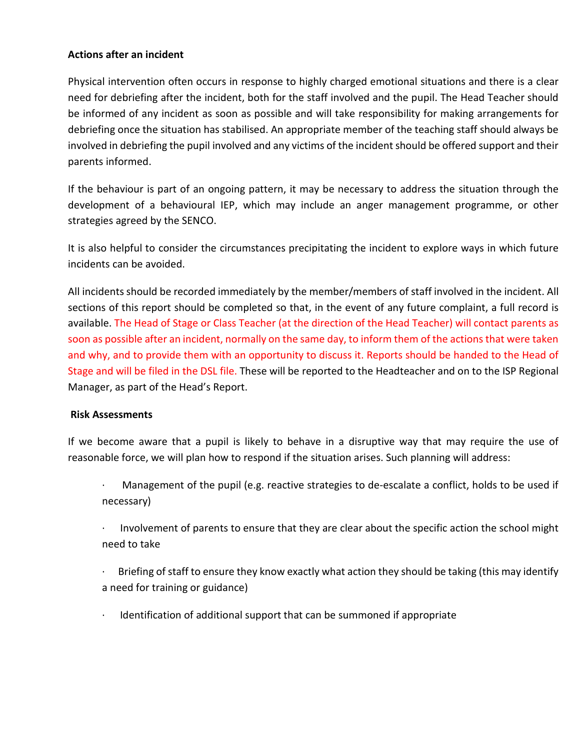**Actions after an incident**

Physical intervention often occurs in response to highly charged emotional situations and there is a clear need for debriefing after the incident, both for the staff involved and the pupil. The Head Teacher should be informed of any incident as soon as possible and will take responsibility for making arrangements for debriefing once the situation has stabilised. An appropriate member of the teaching staff should always be involved in debriefing the pupil involved and any victims of the incident should be offered support and their parents informed.

If the behaviour is part of an ongoing pattern, it may be necessary to address the situation through the development of a behavioural IEP, which may include an anger management programme, or other strategies agreed by the SENCO.

It is also helpful to consider the circumstances precipitating the incident to explore ways in which future incidents can be avoided.

All incidents should be recorded immediately by the member/members of staff involved in the incident. All sections of this report should be completed so that, in the event of any future complaint, a full record is available. The Head of Stage or Class Teacher (at the direction of the Head Teacher) will contact parents as soon as possible after an incident, normally on the same day, to inform them of the actions that were taken and why, and to provide them with an opportunity to discuss it. Reports should be handed to the Head of Stage and will be filed in the DSL file. These will be reported to the Headteacher and on to the ISP Regional Manager, as part of the Head's Report.

**Risk Assessments**

If we become aware that a pupil is likely to behave in a disruptive way that may require the use of reasonable force, we will plan how to respond if the situation arises. Such planning will address:

- Management of the pupil (e.g. reactive strategies to de-escalate a conflict, holds to be used if necessary)
- Involvement of parents to ensure that they are clear about the specific action the school might need to take
- Briefing of staff to ensure they know exactly what action they should be taking (this may identify a need for training or guidance)
- Identification of additional support that can be summoned if appropriate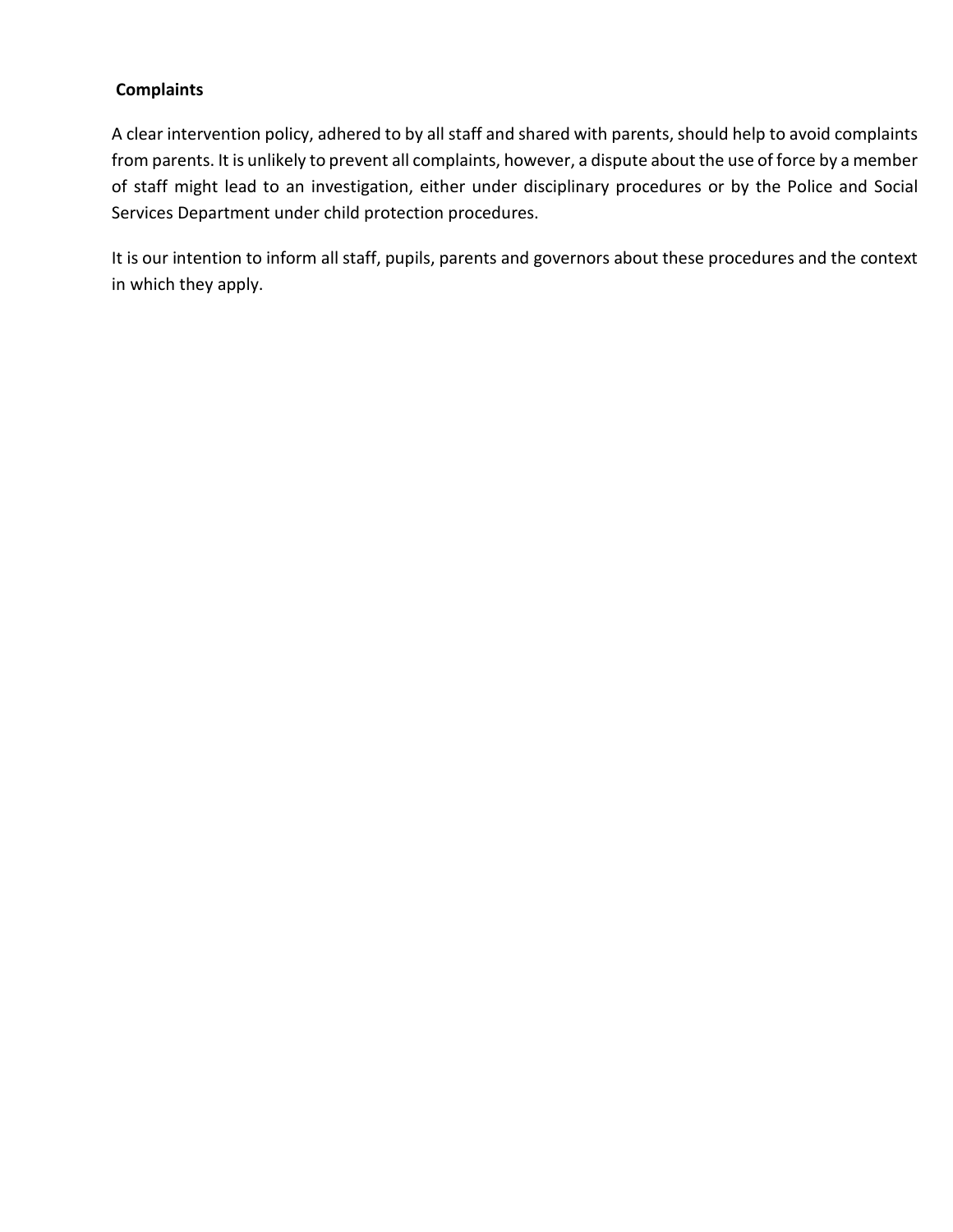**Complaints**

A clear intervention policy, adhered to by all staff and shared with parents, should help to avoid complaints from parents. It is unlikely to prevent all complaints, however, a dispute about the use of force by a member of staff might lead to an investigation, either under disciplinary procedures or by the Police and Social Services Department under child protection procedures.

It is our intention to inform all staff, pupils, parents and governors about these procedures and the context in which they apply.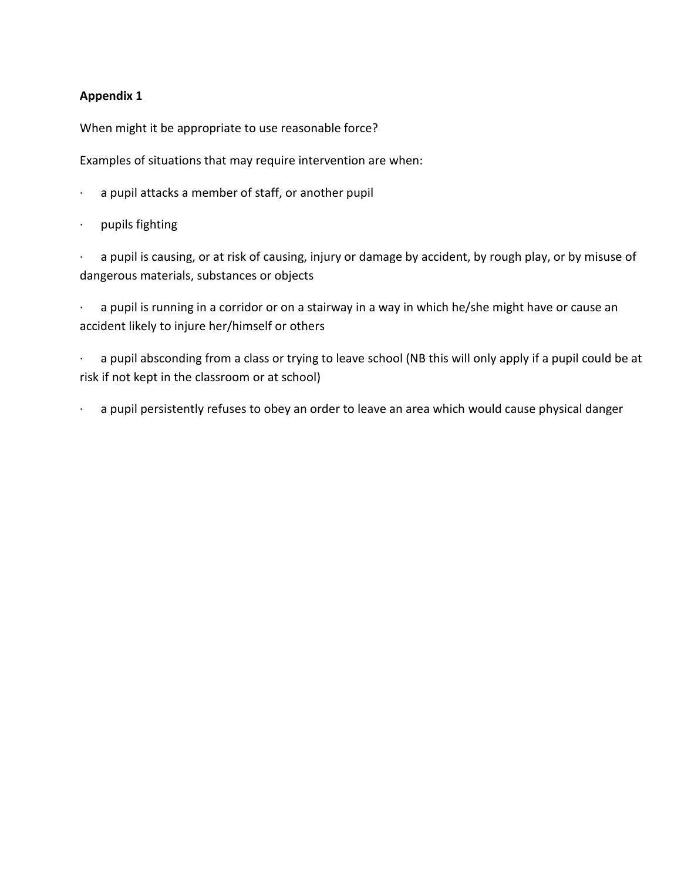**Appendix 1**

When might it be appropriate to use reasonable force?

Examples of situations that may require intervention are when:

- a pupil attacks a member of staff, or another pupil
- pupils fighting
- a pupil is causing, or at risk of causing, injury or damage by accident, by rough play, or by misuse of dangerous materials, substances or objects
- a pupil is running in a corridor or on a stairway in a way in which he/she might have or cause an accident likely to injure her/himself or others
- a pupil absconding from a class or trying to leave school (NB this will only apply if a pupil could be at risk if not kept in the classroom or at school)
- a pupil persistently refuses to obey an order to leave an area which would cause physical danger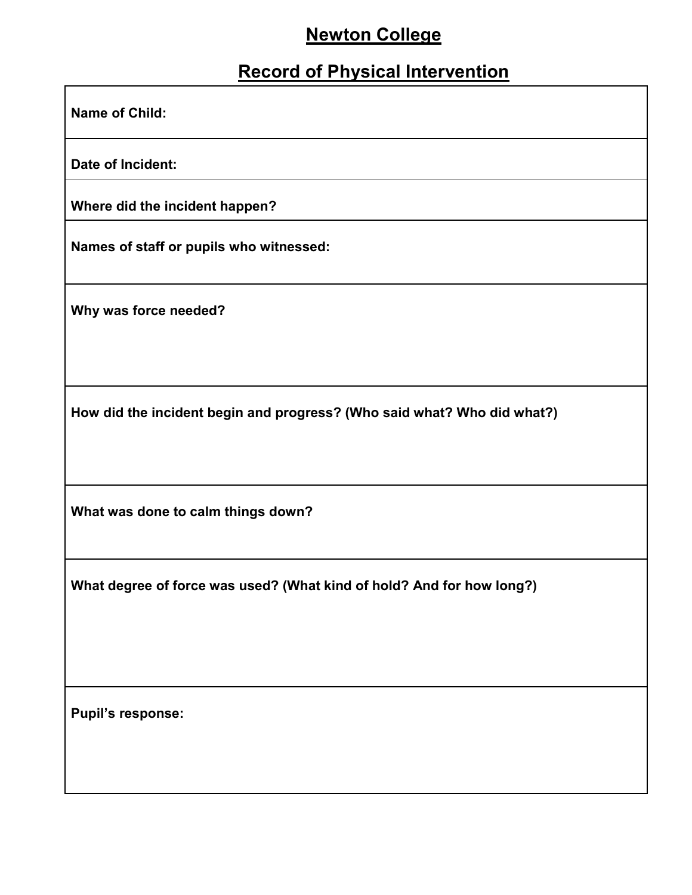# Newton College

## Record of Physical Intervention

| |
|---|
| **Name of Child:** |
| **Date of Incident:** |
| **Where did the incident happen?** |
| **Names of staff or pupils who witnessed:** |
| **Why was force needed?** |
| **How did the incident begin and progress? (Who said what? Who did what?)** |
| **What was done to calm things down?** |
| **What degree of force was used? (What kind of hold? And for how long?)** |
| **Pupil's response:** |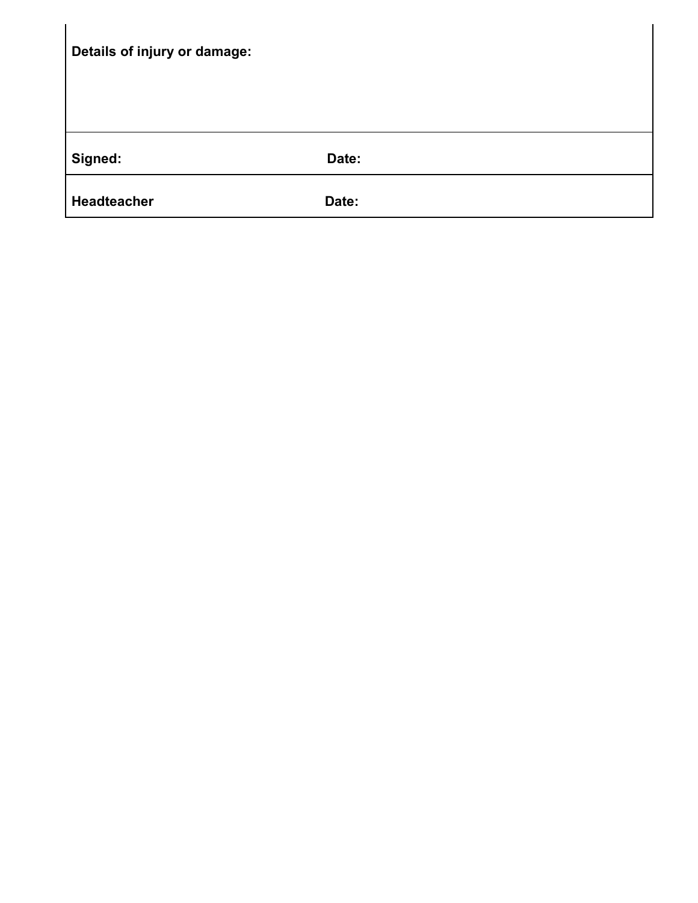| | |
|---|---|
| **Details of injury or damage:** | |
| **Signed:** | **Date:** |
| **Headteacher** | **Date:** |